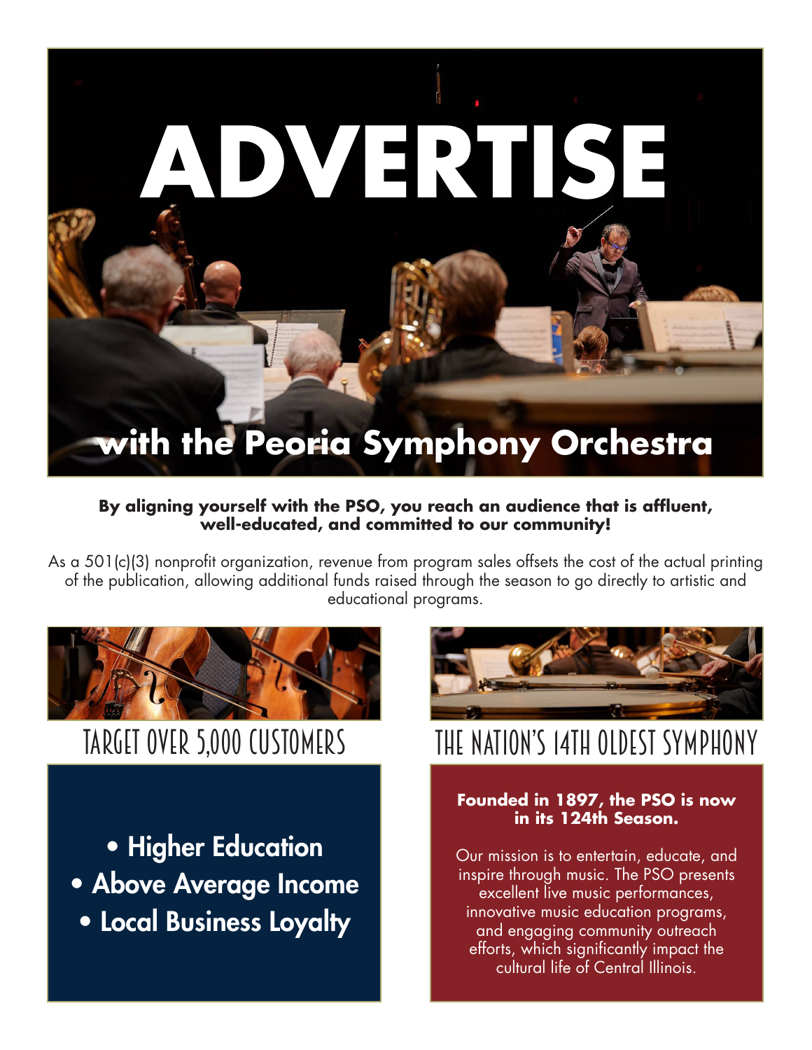# ADVERTISE

## with the Peoria Symphony Orchestra

**By aligning yourself with the PSO, you reach an audience that is affluent, well-educated, and committed to our community!**

As a 501(c)(3) nonprofit organization, revenue from program sales offsets the cost of the actual printing of the publication, allowing additional funds raised through the season to go directly to artistic and educational programs.

## TARGET OVER 5,000 CUSTOMERS

- **Higher Education**
- **Above Average Income**
- **Local Business Loyalty**

## THE NATION'S 14TH OLDEST SYMPHONY

**Founded in 1897, the PSO is now in its 124th Season.**

Our mission is to entertain, educate, and inspire through music. The PSO presents excellent live music performances, innovative music education programs, and engaging community outreach efforts, which significantly impact the cultural life of Central Illinois.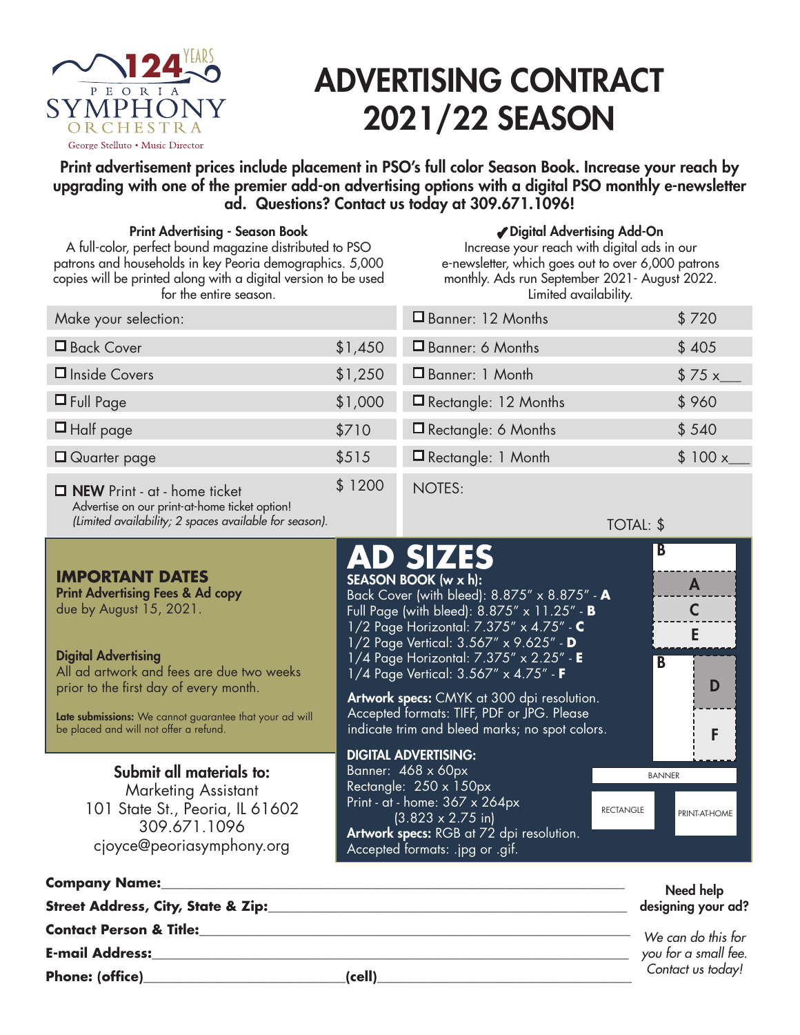124 YEARS
PEORIA SYMPHONY ORCHESTRA
George Stelluto • Music Director

# ADVERTISING CONTRACT 2021/22 SEASON

**Print advertisement prices include placement in PSO's full color Season Book. Increase your reach by upgrading with one of the premier add-on advertising options with a digital PSO monthly e-newsletter ad. Questions? Contact us today at 309.671.1096!**

**Print Advertising - Season Book**
A full-color, perfect bound magazine distributed to PSO patrons and households in key Peoria demographics. 5,000 copies will be printed along with a digital version to be used for the entire season.

**✔Digital Advertising Add-On**
Increase your reach with digital ads in our e-newsletter, which goes out to over 6,000 patrons monthly. Ads run September 2021- August 2022. Limited availability.

| Make your selection: | | | |
|---|---|---|---|
| ☐ Back Cover | $1,450 | ☐ Banner: 12 Months | $ 720 |
| ☐ Inside Covers | $1,250 | ☐ Banner: 6 Months | $ 405 |
| ☐ Full Page | $1,000 | ☐ Banner: 1 Month | $ 75 x___ |
| ☐ Half page | $710 | ☐ Rectangle: 12 Months | $ 960 |
| ☐ Quarter page | $515 | ☐ Rectangle: 6 Months | $ 540 |
| | | ☐ Rectangle: 1 Month | $ 100 x___ |
| ☐ **NEW** Print - at - home ticket<br>Advertise on our print-at-home ticket option!<br>*(Limited availability; 2 spaces available for season).* | $ 1200 | NOTES:<br><br>TOTAL: $ | |

## IMPORTANT DATES

**Print Advertising Fees & Ad copy** due by August 15, 2021.

**Digital Advertising**
All ad artwork and fees are due two weeks prior to the first day of every month.

**Late submissions:** We cannot guarantee that your ad will be placed and will not offer a refund.

**Submit all materials to:**
Marketing Assistant
101 State St., Peoria, IL 61602
309.671.1096
cjoyce@peoriasymphony.org

## AD SIZES

**SEASON BOOK (w x h):**
Back Cover (with bleed): 8.875" x 8.875" - **A**
Full Page (with bleed): 8.875" x 11.25" - **B**
1/2 Page Horizontal: 7.375" x 4.75" - **C**
1/2 Page Vertical: 3.567" x 9.625" - **D**
1/4 Page Horizontal: 7.375" x 2.25" - **E**
1/4 Page Vertical: 3.567" x 4.75" - **F**

**Artwork specs:** CMYK at 300 dpi resolution. Accepted formats: TIFF, PDF or JPG. Please indicate trim and bleed marks; no spot colors.

**DIGITAL ADVERTISING:**
Banner: 468 x 60px
Rectangle: 250 x 150px
Print - at - home: 367 x 264px (3.823 x 2.75 in)
**Artwork specs:** RGB at 72 dpi resolution. Accepted formats: .jpg or .gif.

B A C E B D F
BANNER RECTANGLE PRINT-AT-HOME

**Company Name:**_______________

**Street Address, City, State & Zip:**_______________

**Contact Person & Title:**_______________

**E-mail Address:**_______________

**Phone: (office)**_______________**(cell)**_______________

**Need help designing your ad?**

*We can do this for you for a small fee. Contact us today!*